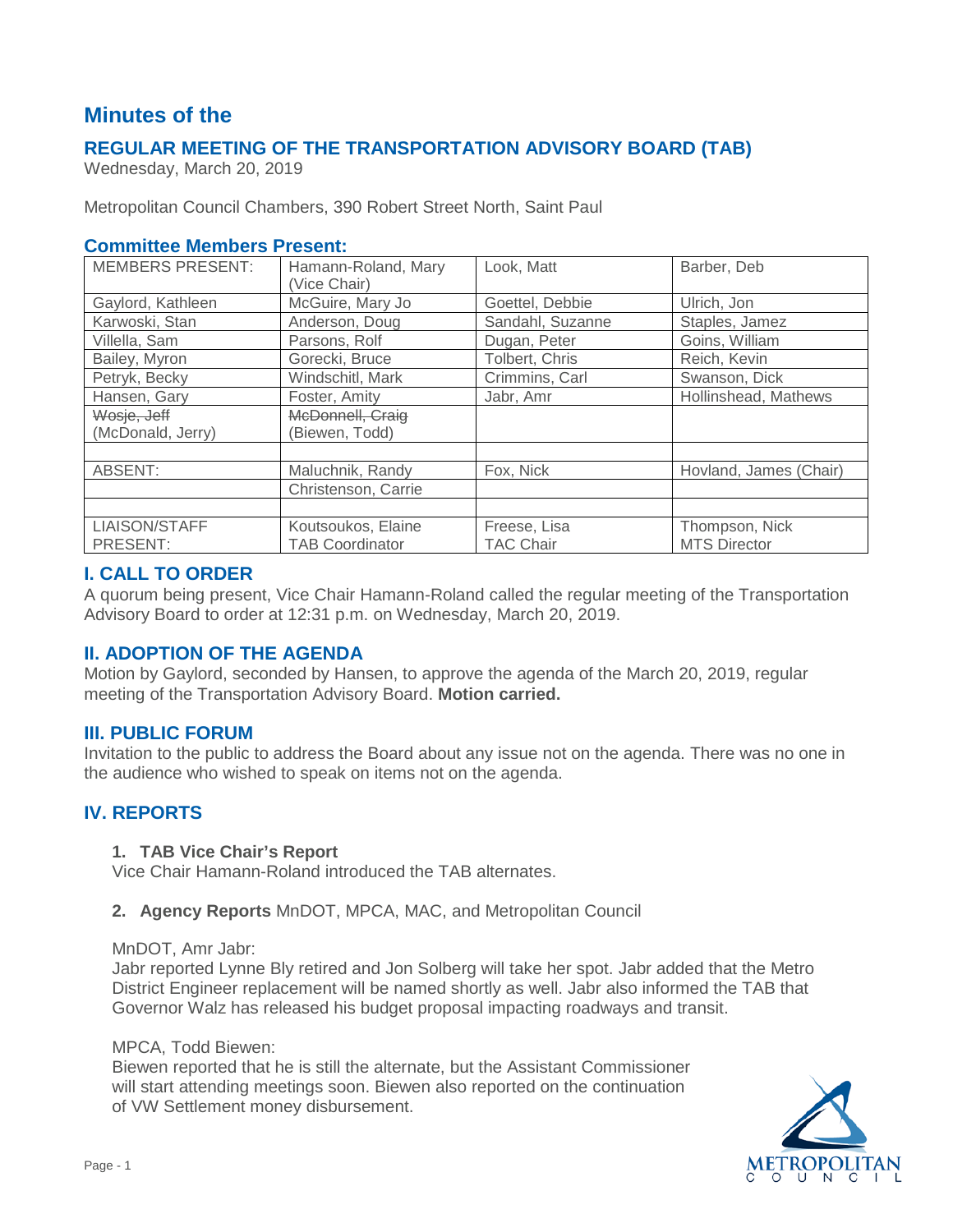# Minutes of the

## REGULAR MEETING OF THE TRANSPORTATION ADVISORY BOARD (TAB)

Wednesday, March 20, 2019

Metropolitan Council Chambers, 390 Robert Street North, Saint Paul

### Committee Members Present:

| MEMBERS PRESENT: | Hamann-Roland, Mary (Vice Chair) | Look, Matt | Barber, Deb |
|---|---|---|---|
| Gaylord, Kathleen | McGuire, Mary Jo | Goettel, Debbie | Ulrich, Jon |
| Karwoski, Stan | Anderson, Doug | Sandahl, Suzanne | Staples, Jamez |
| Villella, Sam | Parsons, Rolf | Dugan, Peter | Goins, William |
| Bailey, Myron | Gorecki, Bruce | Tolbert, Chris | Reich, Kevin |
| Petryk, Becky | Windschitl, Mark | Crimmins, Carl | Swanson, Dick |
| Hansen, Gary | Foster, Amity | Jabr, Amr | Hollinshead, Mathews |
| ~~Wosje, Jeff~~ (McDonald, Jerry) | ~~McDonnell, Craig~~ (Biewen, Todd) | | |
| | | | |
| ABSENT: | Maluchnik, Randy | Fox, Nick | Hovland, James (Chair) |
| | Christenson, Carrie | | |
| | | | |
| LIAISON/STAFF PRESENT: | Koutsoukos, Elaine TAB Coordinator | Freese, Lisa TAC Chair | Thompson, Nick MTS Director |

## I. CALL TO ORDER

A quorum being present, Vice Chair Hamann-Roland called the regular meeting of the Transportation Advisory Board to order at 12:31 p.m. on Wednesday, March 20, 2019.

## II. ADOPTION OF THE AGENDA

Motion by Gaylord, seconded by Hansen, to approve the agenda of the March 20, 2019, regular meeting of the Transportation Advisory Board. **Motion carried.**

## III. PUBLIC FORUM

Invitation to the public to address the Board about any issue not on the agenda. There was no one in the audience who wished to speak on items not on the agenda.

## IV. REPORTS

**1. TAB Vice Chair's Report**

Vice Chair Hamann-Roland introduced the TAB alternates.

**2. Agency Reports** MnDOT, MPCA, MAC, and Metropolitan Council

MnDOT, Amr Jabr:

Jabr reported Lynne Bly retired and Jon Solberg will take her spot. Jabr added that the Metro District Engineer replacement will be named shortly as well. Jabr also informed the TAB that Governor Walz has released his budget proposal impacting roadways and transit.

MPCA, Todd Biewen:

Biewen reported that he is still the alternate, but the Assistant Commissioner will start attending meetings soon. Biewen also reported on the continuation of VW Settlement money disbursement.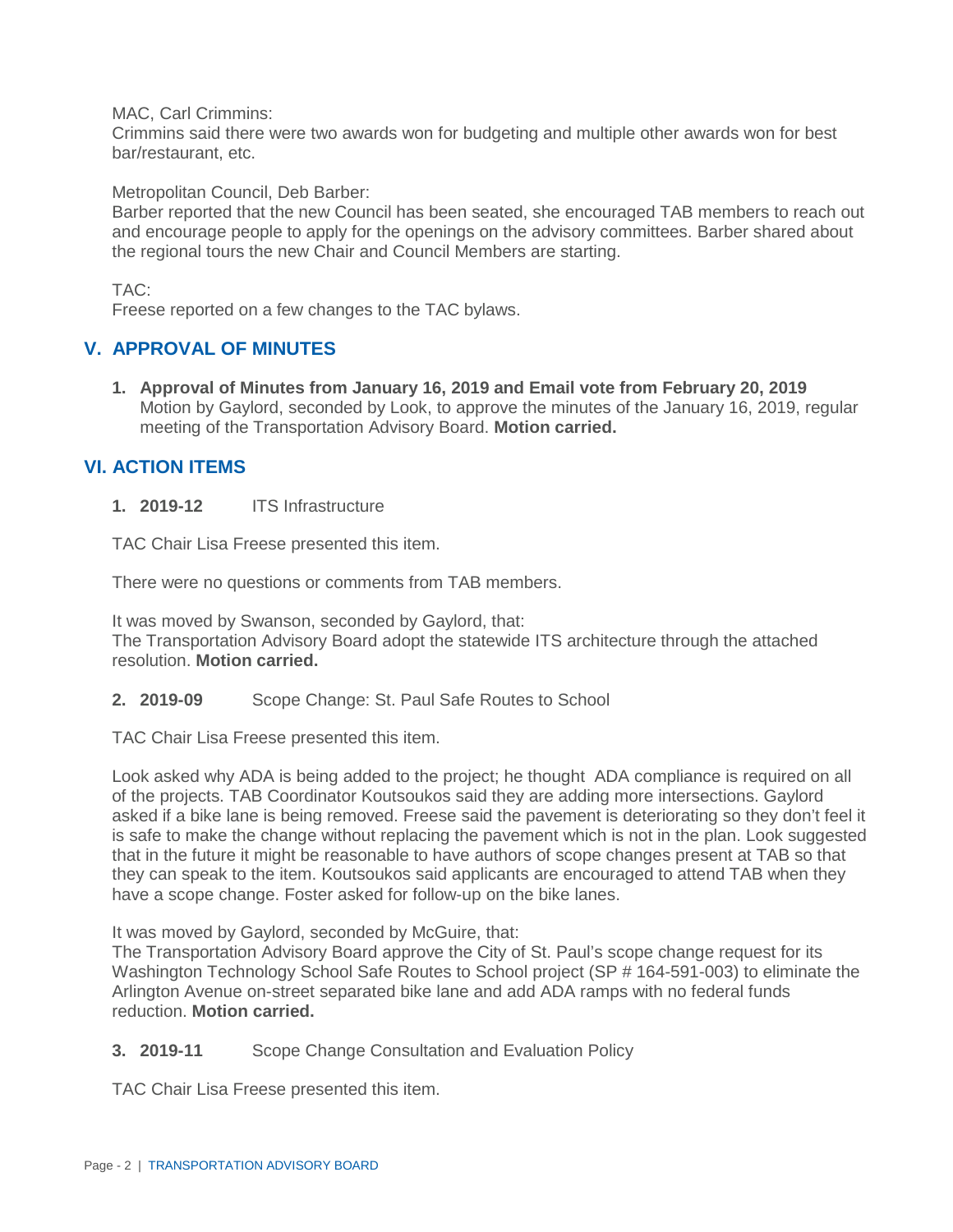MAC, Carl Crimmins:
Crimmins said there were two awards won for budgeting and multiple other awards won for best bar/restaurant, etc.

Metropolitan Council, Deb Barber:
Barber reported that the new Council has been seated, she encouraged TAB members to reach out and encourage people to apply for the openings on the advisory committees. Barber shared about the regional tours the new Chair and Council Members are starting.

TAC:
Freese reported on a few changes to the TAC bylaws.

## V. APPROVAL OF MINUTES

1. **Approval of Minutes from January 16, 2019 and Email vote from February 20, 2019**
   Motion by Gaylord, seconded by Look, to approve the minutes of the January 16, 2019, regular meeting of the Transportation Advisory Board. **Motion carried.**

## VI. ACTION ITEMS

1. **2019-12** ITS Infrastructure

TAC Chair Lisa Freese presented this item.

There were no questions or comments from TAB members.

It was moved by Swanson, seconded by Gaylord, that:
The Transportation Advisory Board adopt the statewide ITS architecture through the attached resolution. **Motion carried.**

2. **2019-09** Scope Change: St. Paul Safe Routes to School

TAC Chair Lisa Freese presented this item.

Look asked why ADA is being added to the project; he thought ADA compliance is required on all of the projects. TAB Coordinator Koutsoukos said they are adding more intersections. Gaylord asked if a bike lane is being removed. Freese said the pavement is deteriorating so they don't feel it is safe to make the change without replacing the pavement which is not in the plan. Look suggested that in the future it might be reasonable to have authors of scope changes present at TAB so that they can speak to the item. Koutsoukos said applicants are encouraged to attend TAB when they have a scope change. Foster asked for follow-up on the bike lanes.

It was moved by Gaylord, seconded by McGuire, that:
The Transportation Advisory Board approve the City of St. Paul's scope change request for its Washington Technology School Safe Routes to School project (SP # 164-591-003) to eliminate the Arlington Avenue on-street separated bike lane and add ADA ramps with no federal funds reduction. **Motion carried.**

3. **2019-11** Scope Change Consultation and Evaluation Policy

TAC Chair Lisa Freese presented this item.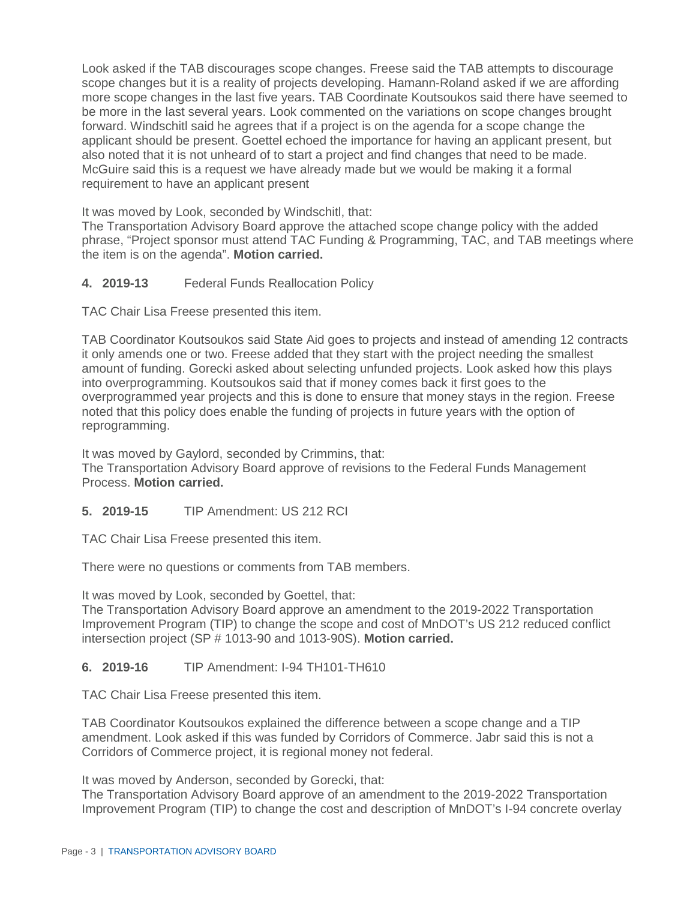Look asked if the TAB discourages scope changes. Freese said the TAB attempts to discourage scope changes but it is a reality of projects developing. Hamann-Roland asked if we are affording more scope changes in the last five years. TAB Coordinate Koutsoukos said there have seemed to be more in the last several years. Look commented on the variations on scope changes brought forward. Windschitl said he agrees that if a project is on the agenda for a scope change the applicant should be present. Goettel echoed the importance for having an applicant present, but also noted that it is not unheard of to start a project and find changes that need to be made. McGuire said this is a request we have already made but we would be making it a formal requirement to have an applicant present

It was moved by Look, seconded by Windschitl, that:
The Transportation Advisory Board approve the attached scope change policy with the added phrase, "Project sponsor must attend TAC Funding & Programming, TAC, and TAB meetings where the item is on the agenda". **Motion carried.**

**4. 2019-13** Federal Funds Reallocation Policy

TAC Chair Lisa Freese presented this item.

TAB Coordinator Koutsoukos said State Aid goes to projects and instead of amending 12 contracts it only amends one or two. Freese added that they start with the project needing the smallest amount of funding. Gorecki asked about selecting unfunded projects. Look asked how this plays into overprogramming. Koutsoukos said that if money comes back it first goes to the overprogrammed year projects and this is done to ensure that money stays in the region. Freese noted that this policy does enable the funding of projects in future years with the option of reprogramming.

It was moved by Gaylord, seconded by Crimmins, that:
The Transportation Advisory Board approve of revisions to the Federal Funds Management Process. **Motion carried.**

**5. 2019-15** TIP Amendment: US 212 RCI

TAC Chair Lisa Freese presented this item.

There were no questions or comments from TAB members.

It was moved by Look, seconded by Goettel, that:
The Transportation Advisory Board approve an amendment to the 2019-2022 Transportation Improvement Program (TIP) to change the scope and cost of MnDOT's US 212 reduced conflict intersection project (SP # 1013-90 and 1013-90S). **Motion carried.**

**6. 2019-16** TIP Amendment: I-94 TH101-TH610

TAC Chair Lisa Freese presented this item.

TAB Coordinator Koutsoukos explained the difference between a scope change and a TIP amendment. Look asked if this was funded by Corridors of Commerce. Jabr said this is not a Corridors of Commerce project, it is regional money not federal.

It was moved by Anderson, seconded by Gorecki, that:
The Transportation Advisory Board approve of an amendment to the 2019-2022 Transportation Improvement Program (TIP) to change the cost and description of MnDOT's I-94 concrete overlay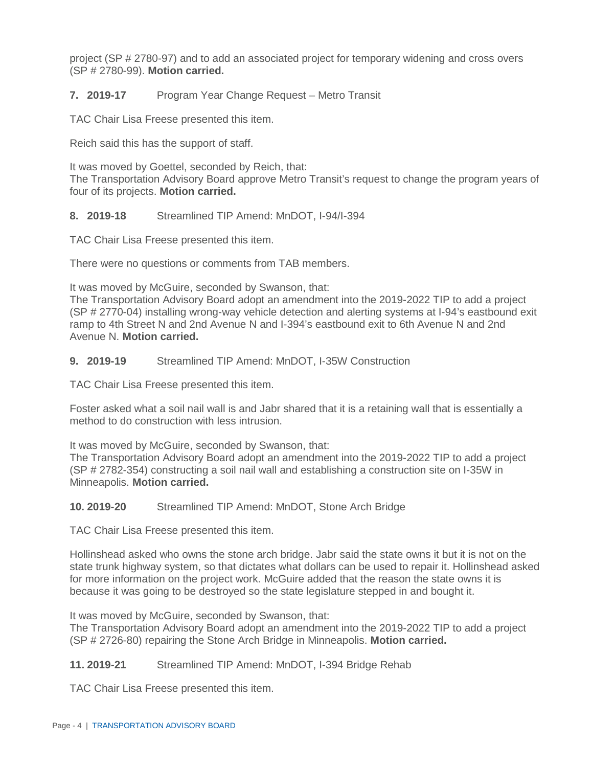project (SP # 2780-97) and to add an associated project for temporary widening and cross overs (SP # 2780-99). **Motion carried.**

**7. 2019-17** Program Year Change Request – Metro Transit

TAC Chair Lisa Freese presented this item.

Reich said this has the support of staff.

It was moved by Goettel, seconded by Reich, that:
The Transportation Advisory Board approve Metro Transit's request to change the program years of four of its projects. **Motion carried.**

**8. 2019-18** Streamlined TIP Amend: MnDOT, I-94/I-394

TAC Chair Lisa Freese presented this item.

There were no questions or comments from TAB members.

It was moved by McGuire, seconded by Swanson, that:
The Transportation Advisory Board adopt an amendment into the 2019-2022 TIP to add a project (SP # 2770-04) installing wrong-way vehicle detection and alerting systems at I-94's eastbound exit ramp to 4th Street N and 2nd Avenue N and I-394's eastbound exit to 6th Avenue N and 2nd Avenue N. **Motion carried.**

**9. 2019-19** Streamlined TIP Amend: MnDOT, I-35W Construction

TAC Chair Lisa Freese presented this item.

Foster asked what a soil nail wall is and Jabr shared that it is a retaining wall that is essentially a method to do construction with less intrusion.

It was moved by McGuire, seconded by Swanson, that:
The Transportation Advisory Board adopt an amendment into the 2019-2022 TIP to add a project (SP # 2782-354) constructing a soil nail wall and establishing a construction site on I-35W in Minneapolis. **Motion carried.**

**10. 2019-20** Streamlined TIP Amend: MnDOT, Stone Arch Bridge

TAC Chair Lisa Freese presented this item.

Hollinshead asked who owns the stone arch bridge. Jabr said the state owns it but it is not on the state trunk highway system, so that dictates what dollars can be used to repair it. Hollinshead asked for more information on the project work. McGuire added that the reason the state owns it is because it was going to be destroyed so the state legislature stepped in and bought it.

It was moved by McGuire, seconded by Swanson, that:
The Transportation Advisory Board adopt an amendment into the 2019-2022 TIP to add a project (SP # 2726-80) repairing the Stone Arch Bridge in Minneapolis. **Motion carried.**

**11. 2019-21** Streamlined TIP Amend: MnDOT, I-394 Bridge Rehab

TAC Chair Lisa Freese presented this item.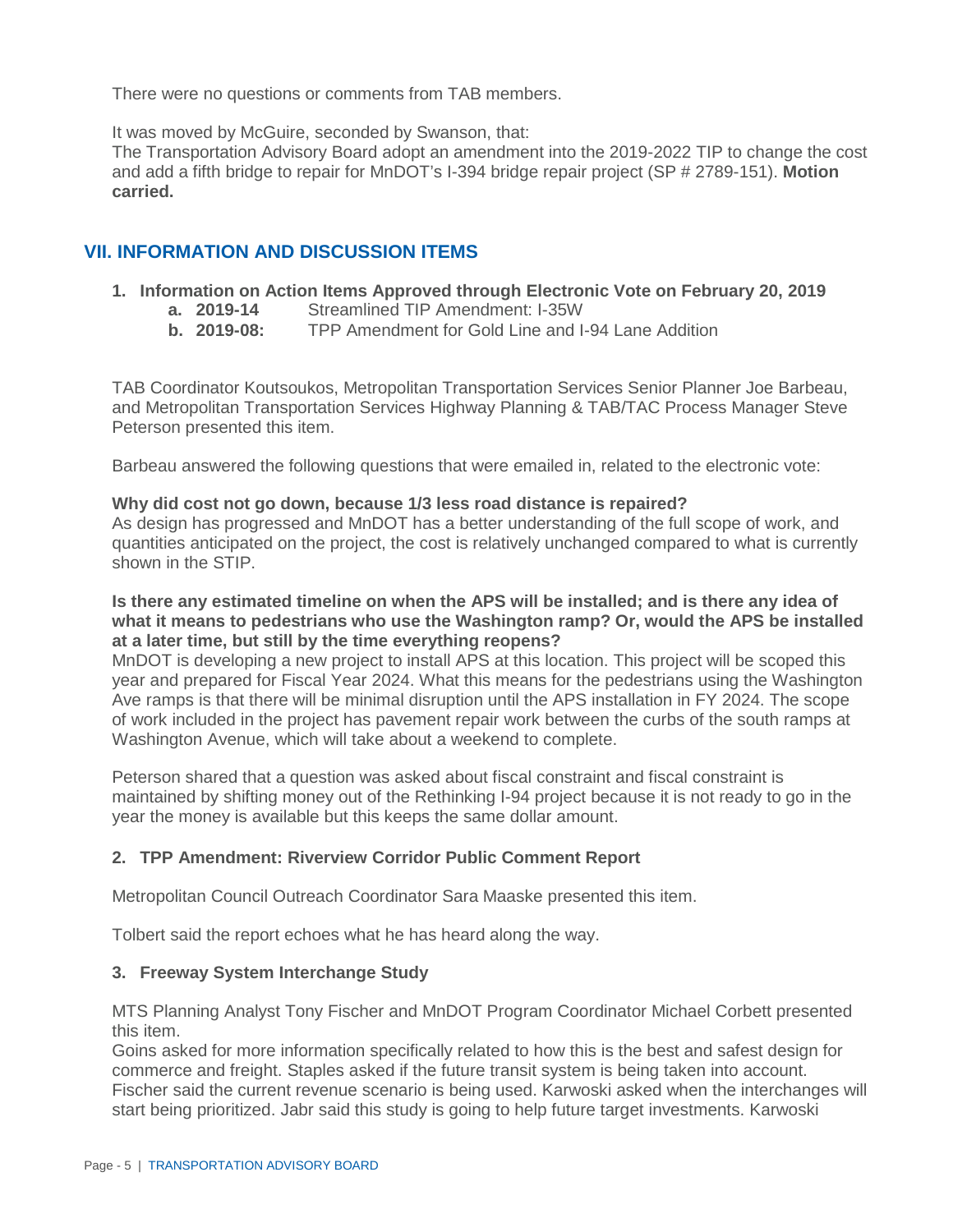There were no questions or comments from TAB members.

It was moved by McGuire, seconded by Swanson, that:
The Transportation Advisory Board adopt an amendment into the 2019-2022 TIP to change the cost and add a fifth bridge to repair for MnDOT's I-394 bridge repair project (SP # 2789-151). **Motion carried.**

## VII. INFORMATION AND DISCUSSION ITEMS

1. **Information on Action Items Approved through Electronic Vote on February 20, 2019**
   a. **2019-14** Streamlined TIP Amendment: I-35W
   b. **2019-08:** TPP Amendment for Gold Line and I-94 Lane Addition

TAB Coordinator Koutsoukos, Metropolitan Transportation Services Senior Planner Joe Barbeau, and Metropolitan Transportation Services Highway Planning & TAB/TAC Process Manager Steve Peterson presented this item.

Barbeau answered the following questions that were emailed in, related to the electronic vote:

**Why did cost not go down, because 1/3 less road distance is repaired?**
As design has progressed and MnDOT has a better understanding of the full scope of work, and quantities anticipated on the project, the cost is relatively unchanged compared to what is currently shown in the STIP.

**Is there any estimated timeline on when the APS will be installed; and is there any idea of what it means to pedestrians who use the Washington ramp? Or, would the APS be installed at a later time, but still by the time everything reopens?**
MnDOT is developing a new project to install APS at this location. This project will be scoped this year and prepared for Fiscal Year 2024. What this means for the pedestrians using the Washington Ave ramps is that there will be minimal disruption until the APS installation in FY 2024. The scope of work included in the project has pavement repair work between the curbs of the south ramps at Washington Avenue, which will take about a weekend to complete.

Peterson shared that a question was asked about fiscal constraint and fiscal constraint is maintained by shifting money out of the Rethinking I-94 project because it is not ready to go in the year the money is available but this keeps the same dollar amount.

2. **TPP Amendment: Riverview Corridor Public Comment Report**

Metropolitan Council Outreach Coordinator Sara Maaske presented this item.

Tolbert said the report echoes what he has heard along the way.

3. **Freeway System Interchange Study**

MTS Planning Analyst Tony Fischer and MnDOT Program Coordinator Michael Corbett presented this item.
Goins asked for more information specifically related to how this is the best and safest design for commerce and freight. Staples asked if the future transit system is being taken into account. Fischer said the current revenue scenario is being used. Karwoski asked when the interchanges will start being prioritized. Jabr said this study is going to help future target investments. Karwoski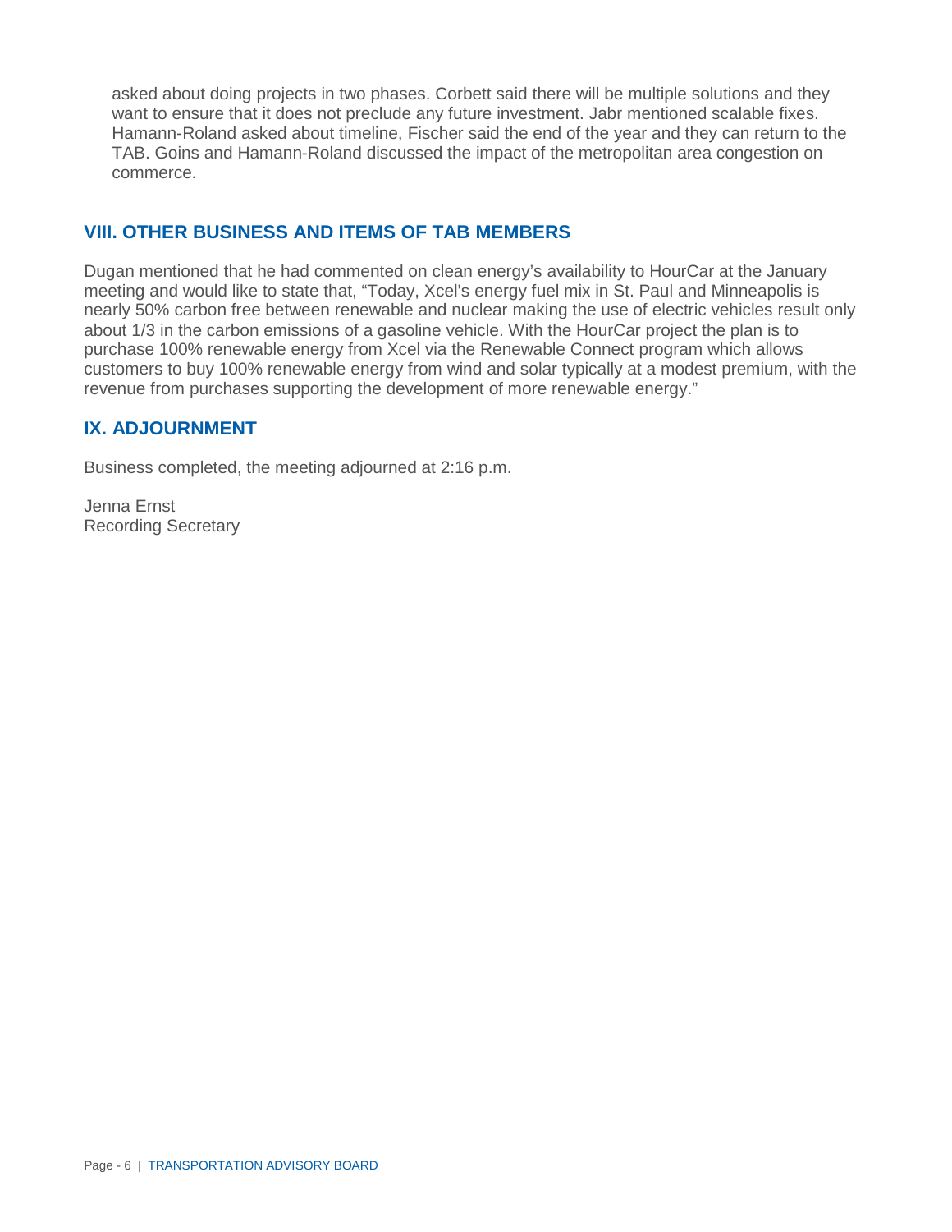asked about doing projects in two phases. Corbett said there will be multiple solutions and they want to ensure that it does not preclude any future investment. Jabr mentioned scalable fixes. Hamann-Roland asked about timeline, Fischer said the end of the year and they can return to the TAB. Goins and Hamann-Roland discussed the impact of the metropolitan area congestion on commerce.

## VIII. OTHER BUSINESS AND ITEMS OF TAB MEMBERS

Dugan mentioned that he had commented on clean energy's availability to HourCar at the January meeting and would like to state that, "Today, Xcel's energy fuel mix in St. Paul and Minneapolis is nearly 50% carbon free between renewable and nuclear making the use of electric vehicles result only about 1/3 in the carbon emissions of a gasoline vehicle. With the HourCar project the plan is to purchase 100% renewable energy from Xcel via the Renewable Connect program which allows customers to buy 100% renewable energy from wind and solar typically at a modest premium, with the revenue from purchases supporting the development of more renewable energy."

## IX. ADJOURNMENT

Business completed, the meeting adjourned at 2:16 p.m.

Jenna Ernst
Recording Secretary